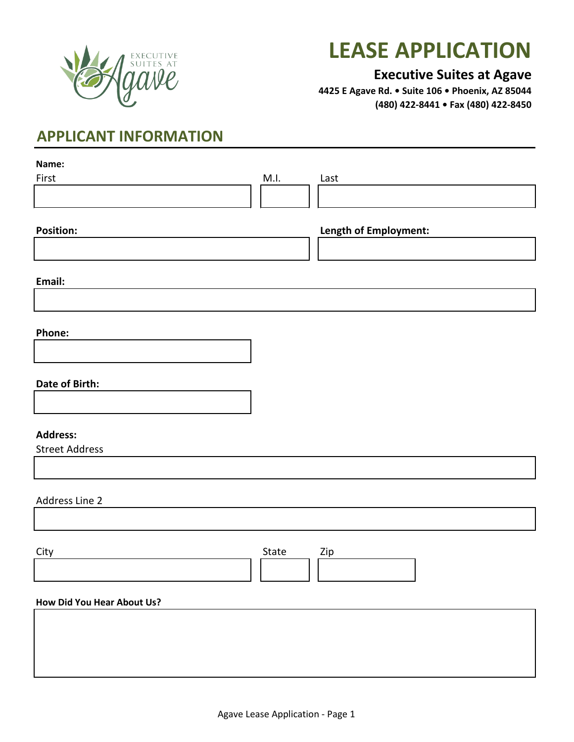EXECUTIVE SUITES AT Agave

# LEASE APPLICATION

**Executive Suites at Agave**

**4425 E Agave Rd. • Suite 106 • Phoenix, AZ 85044**
**(480) 422-8441 • Fax (480) 422-8450**

## APPLICANT INFORMATION

**Name:**

| First | M.I. | Last |
|---|---|---|
| | | |

| **Position:** | **Length of Employment:** |
|---|---|
| | |

**Email:**

**Phone:**

**Date of Birth:**

**Address:**

Street Address

Address Line 2

| City | State | Zip |
|---|---|---|
| | | |

**How Did You Hear About Us?**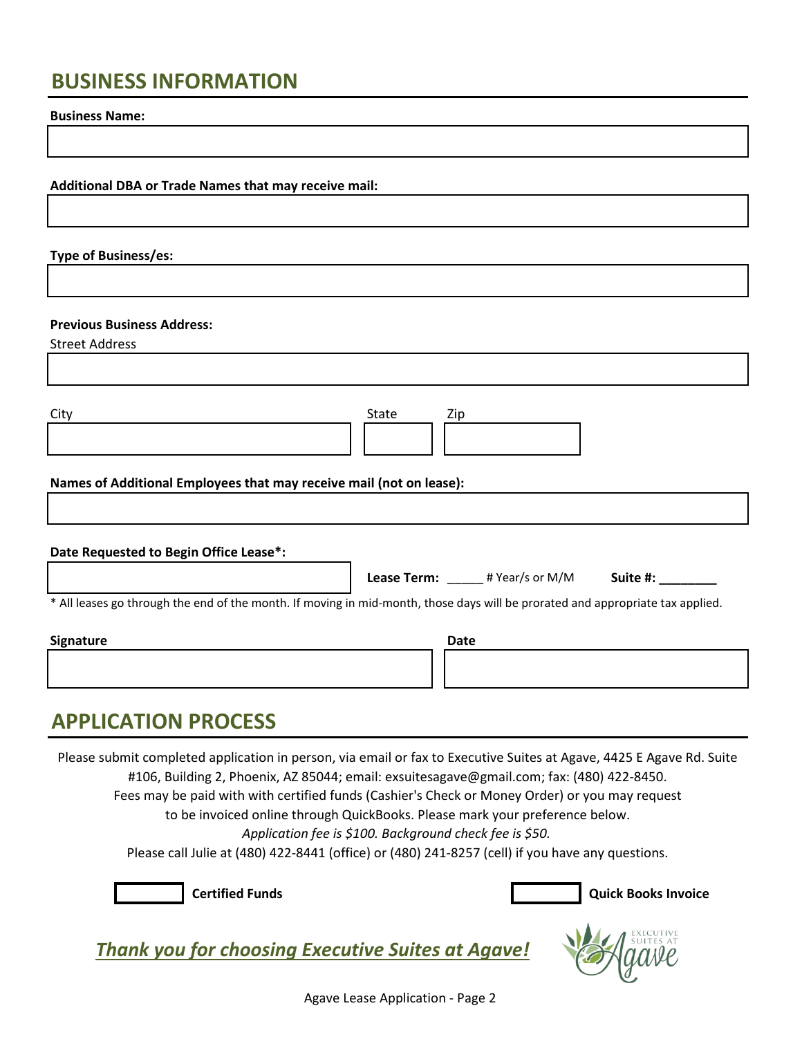## BUSINESS INFORMATION

**Business Name:**

**Additional DBA or Trade Names that may receive mail:**

**Type of Business/es:**

**Previous Business Address:**

Street Address

City

State

Zip

**Names of Additional Employees that may receive mail (not on lease):**

**Date Requested to Begin Office Lease*:**

**Lease Term:** _____ # Year/s or M/M **Suite #:** ________

* All leases go through the end of the month. If moving in mid-month, those days will be prorated and appropriate tax applied.

**Signature**

**Date**

## APPLICATION PROCESS

Please submit completed application in person, via email or fax to Executive Suites at Agave, 4425 E Agave Rd. Suite #106, Building 2, Phoenix, AZ 85044; email: exsuitesagave@gmail.com; fax: (480) 422-8450.
Fees may be paid with with certified funds (Cashier's Check or Money Order) or you may request to be invoiced online through QuickBooks. Please mark your preference below.
*Application fee is $100. Background check fee is $50.*
Please call Julie at (480) 422-8441 (office) or (480) 241-8257 (cell) if you have any questions.

☐ **Certified Funds**

☐ **Quick Books Invoice**

***Thank you for choosing Executive Suites at Agave!***

EXECUTIVE SUITES AT Agave